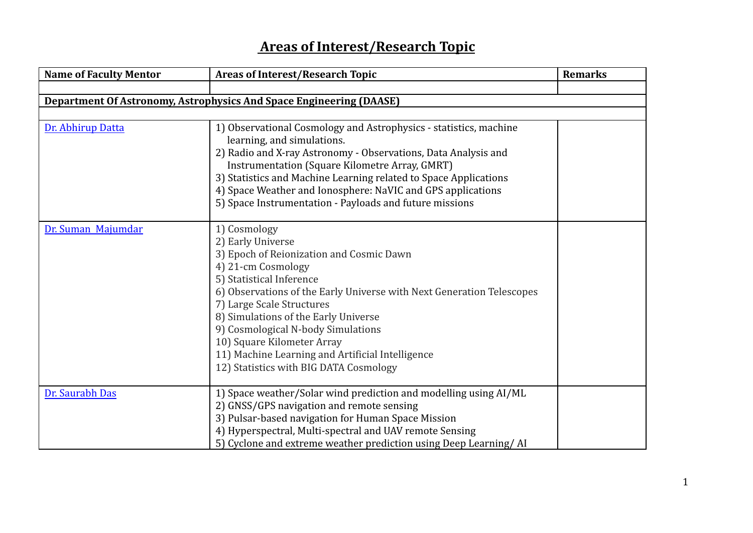# Areas of Interest/Research Topic

| Name of Faculty Mentor | Areas of Interest/Research Topic | Remarks |
|---|---|---|
| | | |
| **Department Of Astronomy, Astrophysics And Space Engineering (DAASE)** | | |
| | | |
| Dr. Abhirup Datta | 1) Observational Cosmology and Astrophysics - statistics, machine learning, and simulations.<br>2) Radio and X-ray Astronomy - Observations, Data Analysis and Instrumentation (Square Kilometre Array, GMRT)<br>3) Statistics and Machine Learning related to Space Applications<br>4) Space Weather and Ionosphere: NaVIC and GPS applications<br>5) Space Instrumentation - Payloads and future missions | |
| Dr. Suman Majumdar | 1) Cosmology<br>2) Early Universe<br>3) Epoch of Reionization and Cosmic Dawn<br>4) 21-cm Cosmology<br>5) Statistical Inference<br>6) Observations of the Early Universe with Next Generation Telescopes<br>7) Large Scale Structures<br>8) Simulations of the Early Universe<br>9) Cosmological N-body Simulations<br>10) Square Kilometer Array<br>11) Machine Learning and Artificial Intelligence<br>12) Statistics with BIG DATA Cosmology | |
| Dr. Saurabh Das | 1) Space weather/Solar wind prediction and modelling using AI/ML<br>2) GNSS/GPS navigation and remote sensing<br>3) Pulsar-based navigation for Human Space Mission<br>4) Hyperspectral, Multi-spectral and UAV remote Sensing<br>5) Cyclone and extreme weather prediction using Deep Learning/ AI | |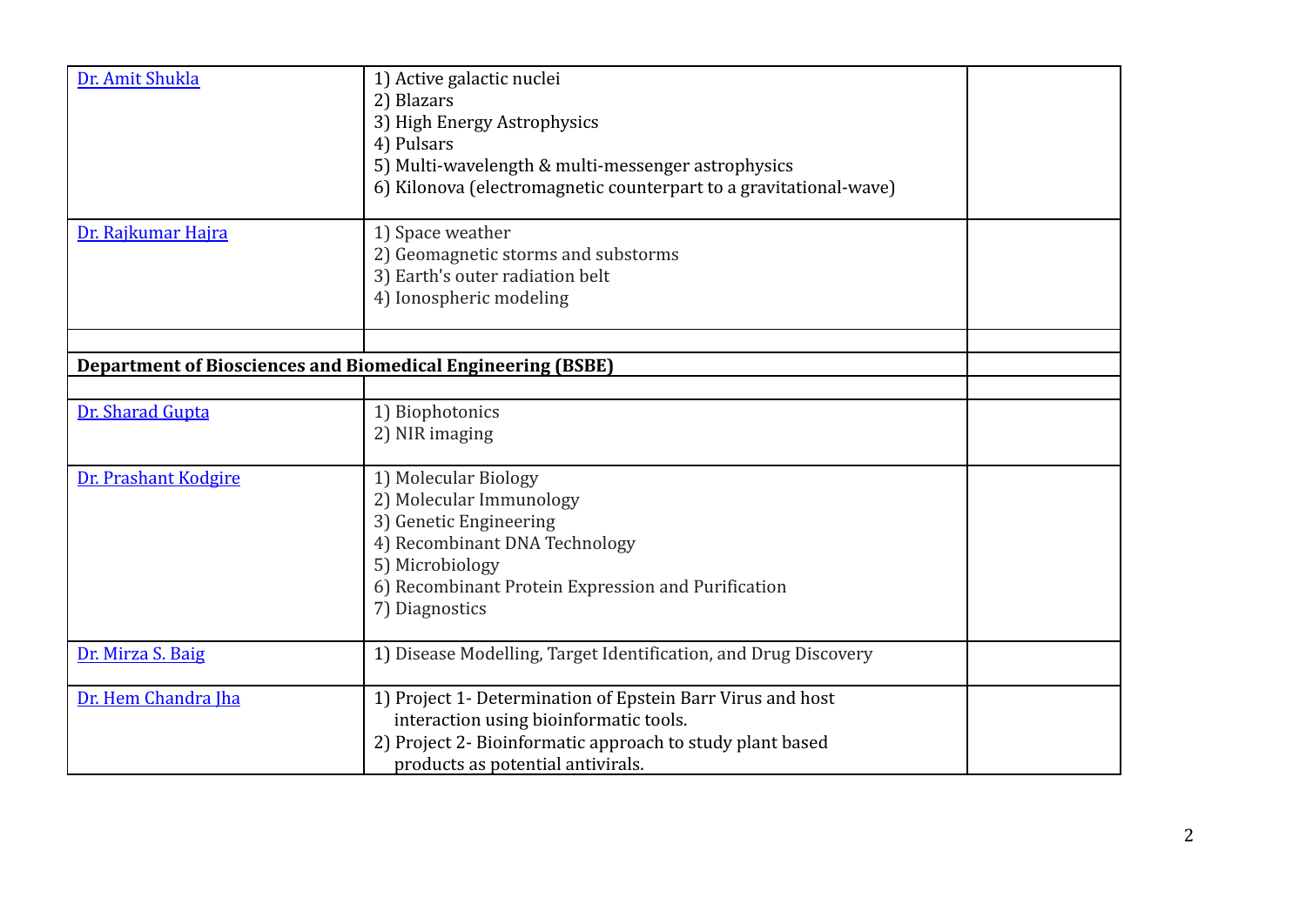| | | |
|---|---|---|
| Dr. Amit Shukla | 1) Active galactic nuclei<br>2) Blazars<br>3) High Energy Astrophysics<br>4) Pulsars<br>5) Multi-wavelength & multi-messenger astrophysics<br>6) Kilonova (electromagnetic counterpart to a gravitational-wave) | |
| Dr. Rajkumar Hajra | 1) Space weather<br>2) Geomagnetic storms and substorms<br>3) Earth's outer radiation belt<br>4) Ionospheric modeling | |
| | | |
| **Department of Biosciences and Biomedical Engineering (BSBE)** | | |
| | | |
| Dr. Sharad Gupta | 1) Biophotonics<br>2) NIR imaging | |
| Dr. Prashant Kodgire | 1) Molecular Biology<br>2) Molecular Immunology<br>3) Genetic Engineering<br>4) Recombinant DNA Technology<br>5) Microbiology<br>6) Recombinant Protein Expression and Purification<br>7) Diagnostics | |
| Dr. Mirza S. Baig | 1) Disease Modelling, Target Identification, and Drug Discovery | |
| Dr. Hem Chandra Jha | 1) Project 1- Determination of Epstein Barr Virus and host interaction using bioinformatic tools.<br>2) Project 2- Bioinformatic approach to study plant based products as potential antivirals. | |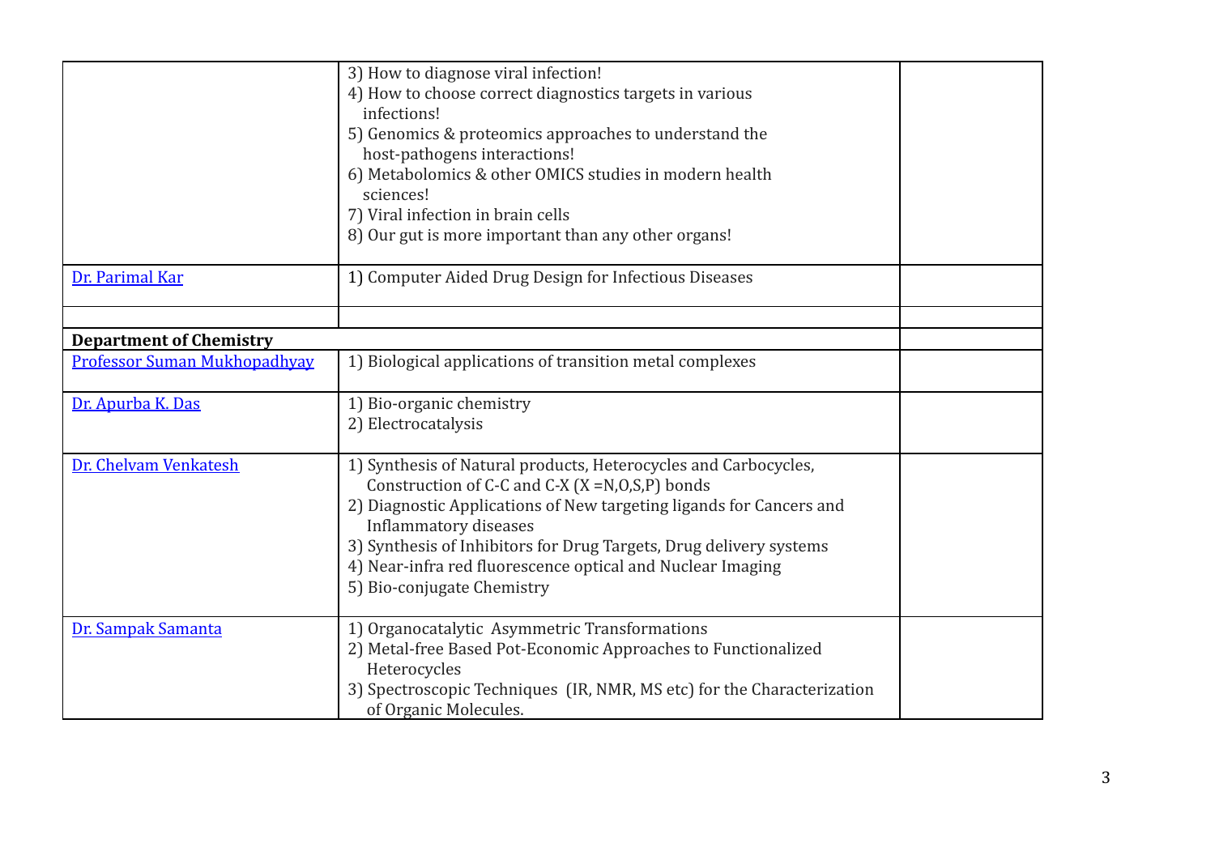| | | |
|---|---|---|
| | 3) How to diagnose viral infection!<br>4) How to choose correct diagnostics targets in various infections!<br>5) Genomics & proteomics approaches to understand the host-pathogens interactions!<br>6) Metabolomics & other OMICS studies in modern health sciences!<br>7) Viral infection in brain cells<br>8) Our gut is more important than any other organs! | |
| Dr. Parimal Kar | 1) Computer Aided Drug Design for Infectious Diseases | |
| | | |
| **Department of Chemistry** | | |
| Professor Suman Mukhopadhyay | 1) Biological applications of transition metal complexes | |
| Dr. Apurba K. Das | 1) Bio-organic chemistry<br>2) Electrocatalysis | |
| Dr. Chelvam Venkatesh | 1) Synthesis of Natural products, Heterocycles and Carbocycles, Construction of C-C and C-X (X =N,O,S,P) bonds<br>2) Diagnostic Applications of New targeting ligands for Cancers and Inflammatory diseases<br>3) Synthesis of Inhibitors for Drug Targets, Drug delivery systems<br>4) Near-infra red fluorescence optical and Nuclear Imaging<br>5) Bio-conjugate Chemistry | |
| Dr. Sampak Samanta | 1) Organocatalytic Asymmetric Transformations<br>2) Metal-free Based Pot-Economic Approaches to Functionalized Heterocycles<br>3) Spectroscopic Techniques (IR, NMR, MS etc) for the Characterization of Organic Molecules. | |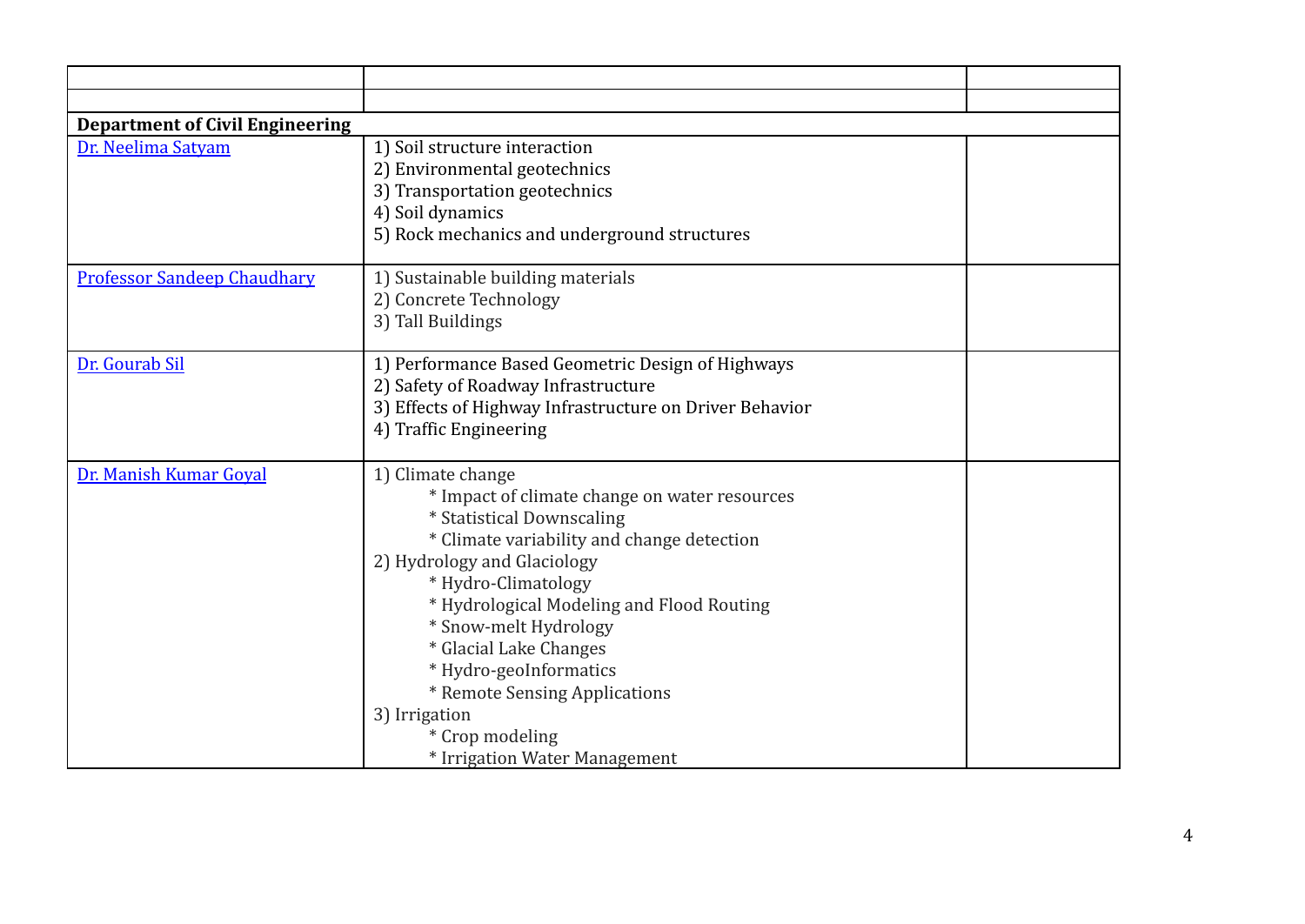| | | |
|---|---|---|
| | | |
| **Department of Civil Engineering** | | |
| Dr. Neelima Satyam | 1) Soil structure interaction<br>2) Environmental geotechnics<br>3) Transportation geotechnics<br>4) Soil dynamics<br>5) Rock mechanics and underground structures | |
| Professor Sandeep Chaudhary | 1) Sustainable building materials<br>2) Concrete Technology<br>3) Tall Buildings | |
| Dr. Gourab Sil | 1) Performance Based Geometric Design of Highways<br>2) Safety of Roadway Infrastructure<br>3) Effects of Highway Infrastructure on Driver Behavior<br>4) Traffic Engineering | |
| Dr. Manish Kumar Goyal | 1) Climate change<br>* Impact of climate change on water resources<br>* Statistical Downscaling<br>* Climate variability and change detection<br>2) Hydrology and Glaciology<br>* Hydro-Climatology<br>* Hydrological Modeling and Flood Routing<br>* Snow-melt Hydrology<br>* Glacial Lake Changes<br>* Hydro-geoInformatics<br>* Remote Sensing Applications<br>3) Irrigation<br>* Crop modeling<br>* Irrigation Water Management | |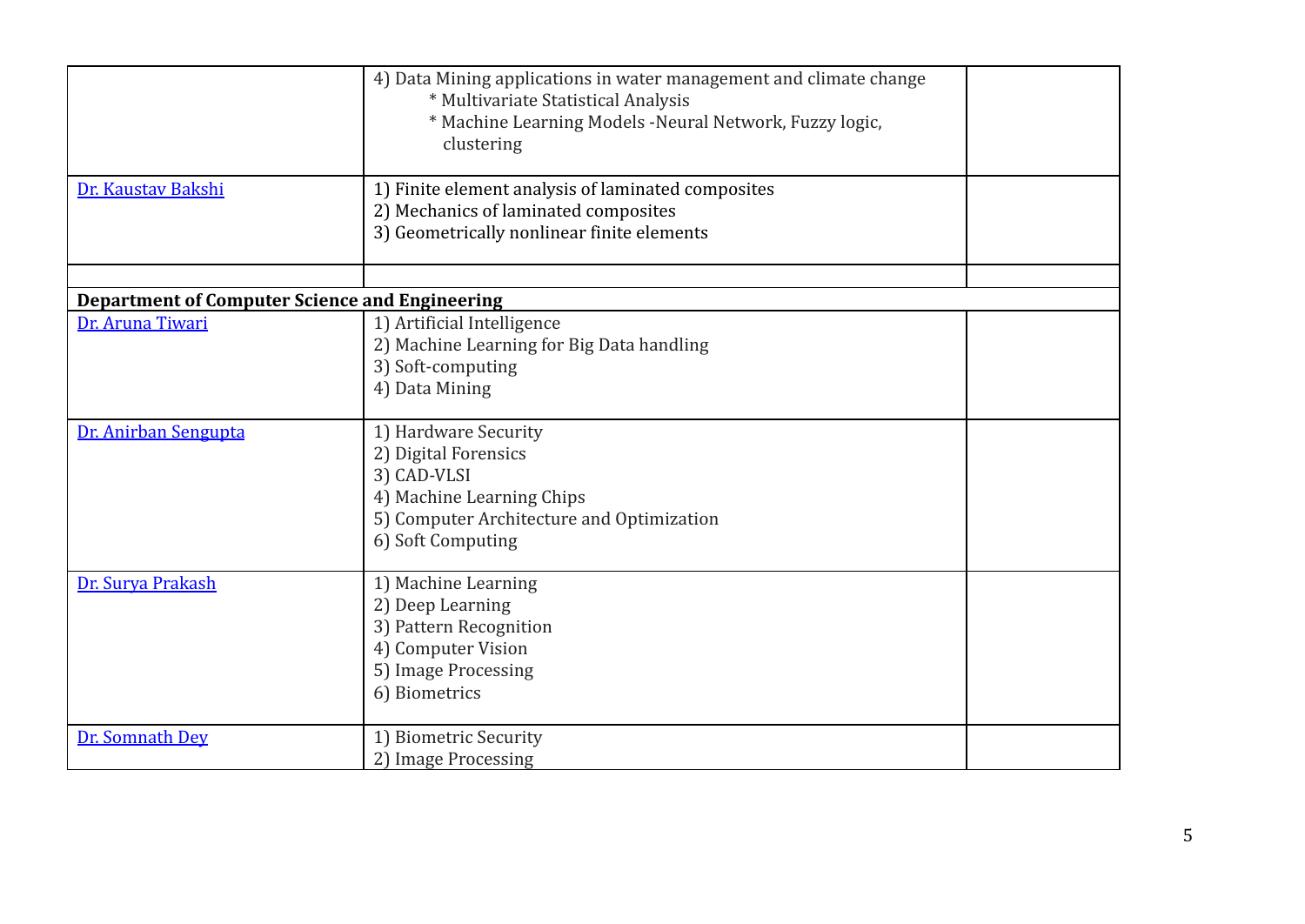| | | |
|---|---|---|
| | 4) Data Mining applications in water management and climate change<br>* Multivariate Statistical Analysis<br>* Machine Learning Models -Neural Network, Fuzzy logic, clustering | |
| Dr. Kaustav Bakshi | 1) Finite element analysis of laminated composites<br>2) Mechanics of laminated composites<br>3) Geometrically nonlinear finite elements | |
| | | |
| **Department of Computer Science and Engineering** | | |
| Dr. Aruna Tiwari | 1) Artificial Intelligence<br>2) Machine Learning for Big Data handling<br>3) Soft-computing<br>4) Data Mining | |
| Dr. Anirban Sengupta | 1) Hardware Security<br>2) Digital Forensics<br>3) CAD-VLSI<br>4) Machine Learning Chips<br>5) Computer Architecture and Optimization<br>6) Soft Computing | |
| Dr. Surya Prakash | 1) Machine Learning<br>2) Deep Learning<br>3) Pattern Recognition<br>4) Computer Vision<br>5) Image Processing<br>6) Biometrics | |
| Dr. Somnath Dey | 1) Biometric Security<br>2) Image Processing | |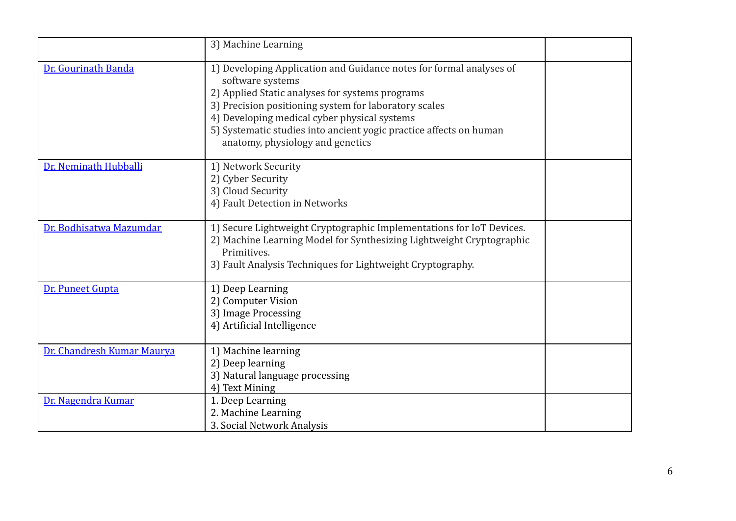|  |  |  |
|---|---|---|
|  | 3) Machine Learning |  |
| Dr. Gourinath Banda | 1) Developing Application and Guidance notes for formal analyses of software systems<br>2) Applied Static analyses for systems programs<br>3) Precision positioning system for laboratory scales<br>4) Developing medical cyber physical systems<br>5) Systematic studies into ancient yogic practice affects on human anatomy, physiology and genetics |  |
| Dr. Neminath Hubballi | 1) Network Security<br>2) Cyber Security<br>3) Cloud Security<br>4) Fault Detection in Networks |  |
| Dr. Bodhisatwa Mazumdar | 1) Secure Lightweight Cryptographic Implementations for IoT Devices.<br>2) Machine Learning Model for Synthesizing Lightweight Cryptographic Primitives.<br>3) Fault Analysis Techniques for Lightweight Cryptography. |  |
| Dr. Puneet Gupta | 1) Deep Learning<br>2) Computer Vision<br>3) Image Processing<br>4) Artificial Intelligence |  |
| Dr. Chandresh Kumar Maurya | 1) Machine learning<br>2) Deep learning<br>3) Natural language processing<br>4) Text Mining |  |
| Dr. Nagendra Kumar | 1. Deep Learning<br>2. Machine Learning<br>3. Social Network Analysis |  |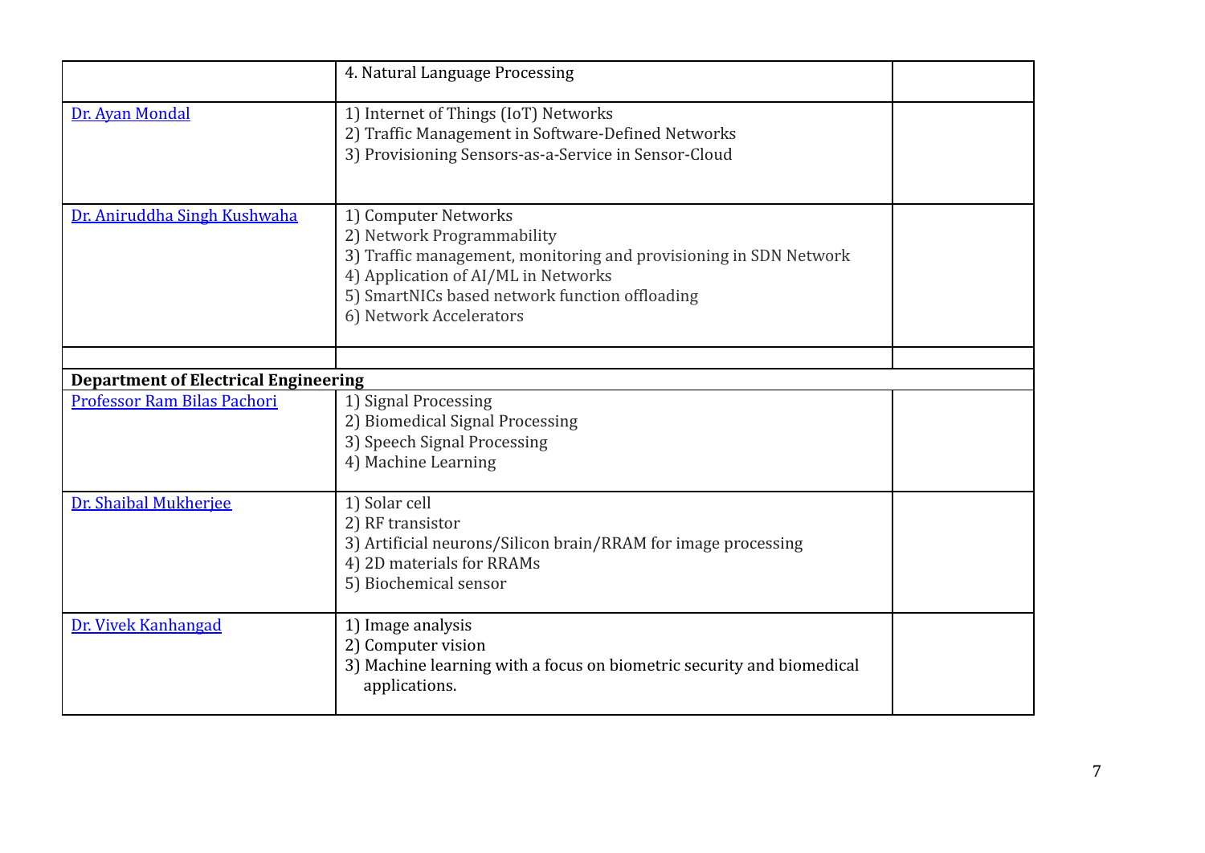| | | |
|---|---|---|
| | 4. Natural Language Processing | |
| Dr. Ayan Mondal | 1) Internet of Things (IoT) Networks<br>2) Traffic Management in Software-Defined Networks<br>3) Provisioning Sensors-as-a-Service in Sensor-Cloud | |
| Dr. Aniruddha Singh Kushwaha | 1) Computer Networks<br>2) Network Programmability<br>3) Traffic management, monitoring and provisioning in SDN Network<br>4) Application of AI/ML in Networks<br>5) SmartNICs based network function offloading<br>6) Network Accelerators | |
| | | |
| **Department of Electrical Engineering** | | |
| Professor Ram Bilas Pachori | 1) Signal Processing<br>2) Biomedical Signal Processing<br>3) Speech Signal Processing<br>4) Machine Learning | |
| Dr. Shaibal Mukherjee | 1) Solar cell<br>2) RF transistor<br>3) Artificial neurons/Silicon brain/RRAM for image processing<br>4) 2D materials for RRAMs<br>5) Biochemical sensor | |
| Dr. Vivek Kanhangad | 1) Image analysis<br>2) Computer vision<br>3) Machine learning with a focus on biometric security and biomedical applications. | |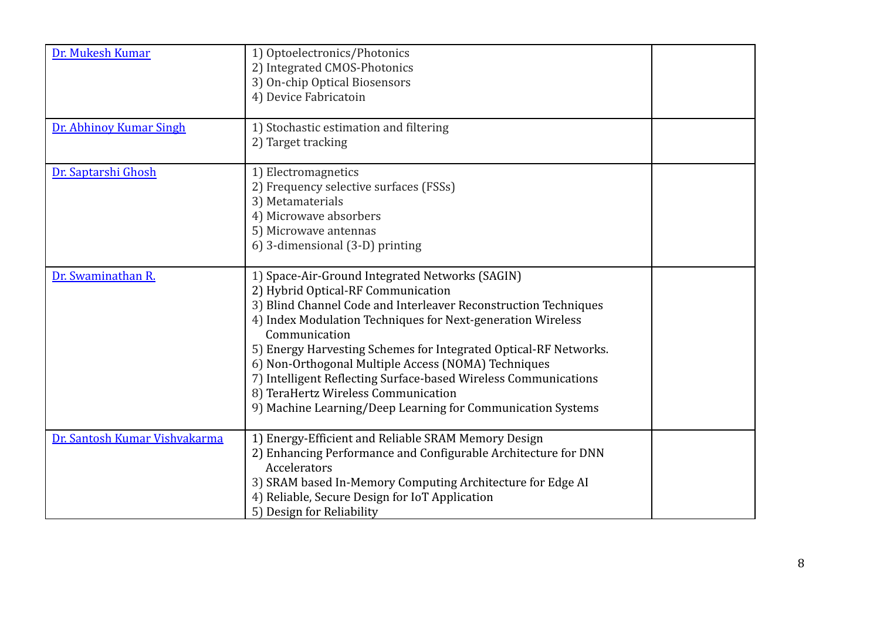| | | |
|---|---|---|
| Dr. Mukesh Kumar | 1) Optoelectronics/Photonics<br>2) Integrated CMOS-Photonics<br>3) On-chip Optical Biosensors<br>4) Device Fabricatoin | |
| Dr. Abhinoy Kumar Singh | 1) Stochastic estimation and filtering<br>2) Target tracking | |
| Dr. Saptarshi Ghosh | 1) Electromagnetics<br>2) Frequency selective surfaces (FSSs)<br>3) Metamaterials<br>4) Microwave absorbers<br>5) Microwave antennas<br>6) 3-dimensional (3-D) printing | |
| Dr. Swaminathan R. | 1) Space-Air-Ground Integrated Networks (SAGIN)<br>2) Hybrid Optical-RF Communication<br>3) Blind Channel Code and Interleaver Reconstruction Techniques<br>4) Index Modulation Techniques for Next-generation Wireless Communication<br>5) Energy Harvesting Schemes for Integrated Optical-RF Networks.<br>6) Non-Orthogonal Multiple Access (NOMA) Techniques<br>7) Intelligent Reflecting Surface-based Wireless Communications<br>8) TeraHertz Wireless Communication<br>9) Machine Learning/Deep Learning for Communication Systems | |
| Dr. Santosh Kumar Vishvakarma | 1) Energy-Efficient and Reliable SRAM Memory Design<br>2) Enhancing Performance and Configurable Architecture for DNN Accelerators<br>3) SRAM based In-Memory Computing Architecture for Edge AI<br>4) Reliable, Secure Design for IoT Application<br>5) Design for Reliability | |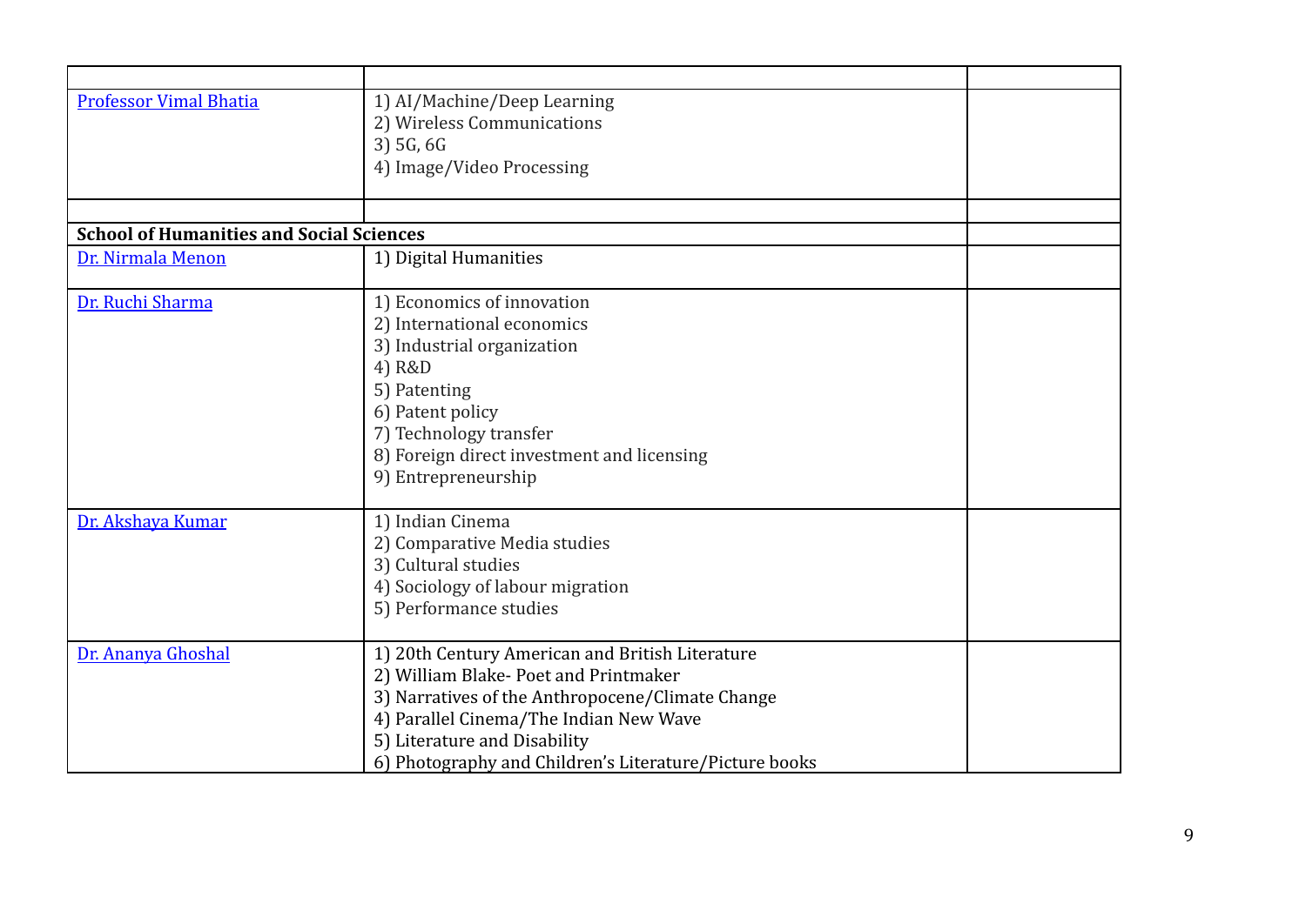| | | |
|---|---|---|
| [Professor Vimal Bhatia]() | 1) AI/Machine/Deep Learning<br>2) Wireless Communications<br>3) 5G, 6G<br>4) Image/Video Processing | |
| | | |
| **School of Humanities and Social Sciences** | | |
| [Dr. Nirmala Menon]() | 1) Digital Humanities | |
| [Dr. Ruchi Sharma]() | 1) Economics of innovation<br>2) International economics<br>3) Industrial organization<br>4) R&D<br>5) Patenting<br>6) Patent policy<br>7) Technology transfer<br>8) Foreign direct investment and licensing<br>9) Entrepreneurship | |
| [Dr. Akshaya Kumar]() | 1) Indian Cinema<br>2) Comparative Media studies<br>3) Cultural studies<br>4) Sociology of labour migration<br>5) Performance studies | |
| [Dr. Ananya Ghoshal]() | 1) 20th Century American and British Literature<br>2) William Blake- Poet and Printmaker<br>3) Narratives of the Anthropocene/Climate Change<br>4) Parallel Cinema/The Indian New Wave<br>5) Literature and Disability<br>6) Photography and Children's Literature/Picture books | |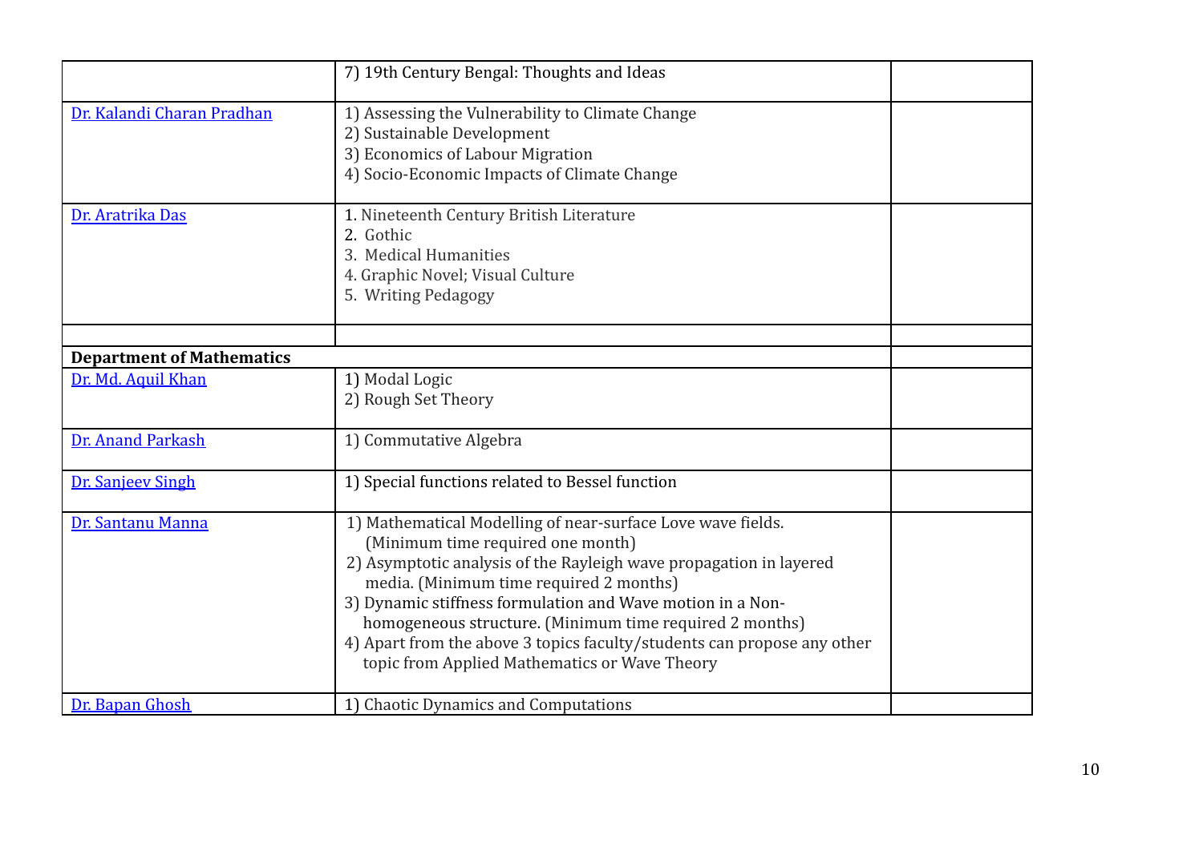| | | |
|---|---|---|
| | 7) 19th Century Bengal: Thoughts and Ideas | |
| Dr. Kalandi Charan Pradhan | 1) Assessing the Vulnerability to Climate Change<br>2) Sustainable Development<br>3) Economics of Labour Migration<br>4) Socio-Economic Impacts of Climate Change | |
| Dr. Aratrika Das | 1. Nineteenth Century British Literature<br>2. Gothic<br>3. Medical Humanities<br>4. Graphic Novel; Visual Culture<br>5. Writing Pedagogy | |
| | | |
| **Department of Mathematics** | | |
| Dr. Md. Aquil Khan | 1) Modal Logic<br>2) Rough Set Theory | |
| Dr. Anand Parkash | 1) Commutative Algebra | |
| Dr. Sanjeev Singh | 1) Special functions related to Bessel function | |
| Dr. Santanu Manna | 1) Mathematical Modelling of near-surface Love wave fields. (Minimum time required one month)<br>2) Asymptotic analysis of the Rayleigh wave propagation in layered media. (Minimum time required 2 months)<br>3) Dynamic stiffness formulation and Wave motion in a Non-homogeneous structure. (Minimum time required 2 months)<br>4) Apart from the above 3 topics faculty/students can propose any other topic from Applied Mathematics or Wave Theory | |
| Dr. Bapan Ghosh | 1) Chaotic Dynamics and Computations | |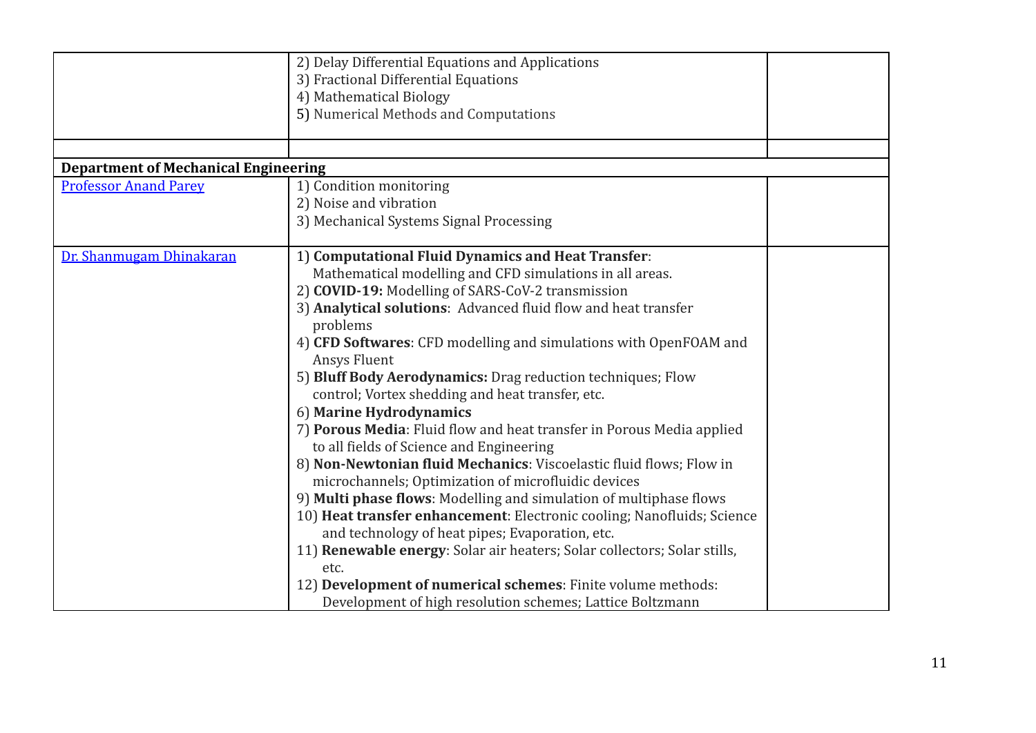| | | |
|---|---|---|
| | 2) Delay Differential Equations and Applications<br>3) Fractional Differential Equations<br>4) Mathematical Biology<br>5) Numerical Methods and Computations | |
| | | |
| **Department of Mechanical Engineering** | | |
| Professor Anand Parey | 1) Condition monitoring<br>2) Noise and vibration<br>3) Mechanical Systems Signal Processing | |
| Dr. Shanmugam Dhinakaran | 1) **Computational Fluid Dynamics and Heat Transfer**: Mathematical modelling and CFD simulations in all areas.<br>2) **COVID-19:** Modelling of SARS-CoV-2 transmission<br>3) **Analytical solutions**: Advanced fluid flow and heat transfer problems<br>4) **CFD Softwares**: CFD modelling and simulations with OpenFOAM and Ansys Fluent<br>5) **Bluff Body Aerodynamics:** Drag reduction techniques; Flow control; Vortex shedding and heat transfer, etc.<br>6) **Marine Hydrodynamics**<br>7) **Porous Media**: Fluid flow and heat transfer in Porous Media applied to all fields of Science and Engineering<br>8) **Non-Newtonian fluid Mechanics**: Viscoelastic fluid flows; Flow in microchannels; Optimization of microfluidic devices<br>9) **Multi phase flows**: Modelling and simulation of multiphase flows<br>10) **Heat transfer enhancement**: Electronic cooling; Nanofluids; Science and technology of heat pipes; Evaporation, etc.<br>11) **Renewable energy**: Solar air heaters; Solar collectors; Solar stills, etc.<br>12) **Development of numerical schemes**: Finite volume methods: Development of high resolution schemes; Lattice Boltzmann | |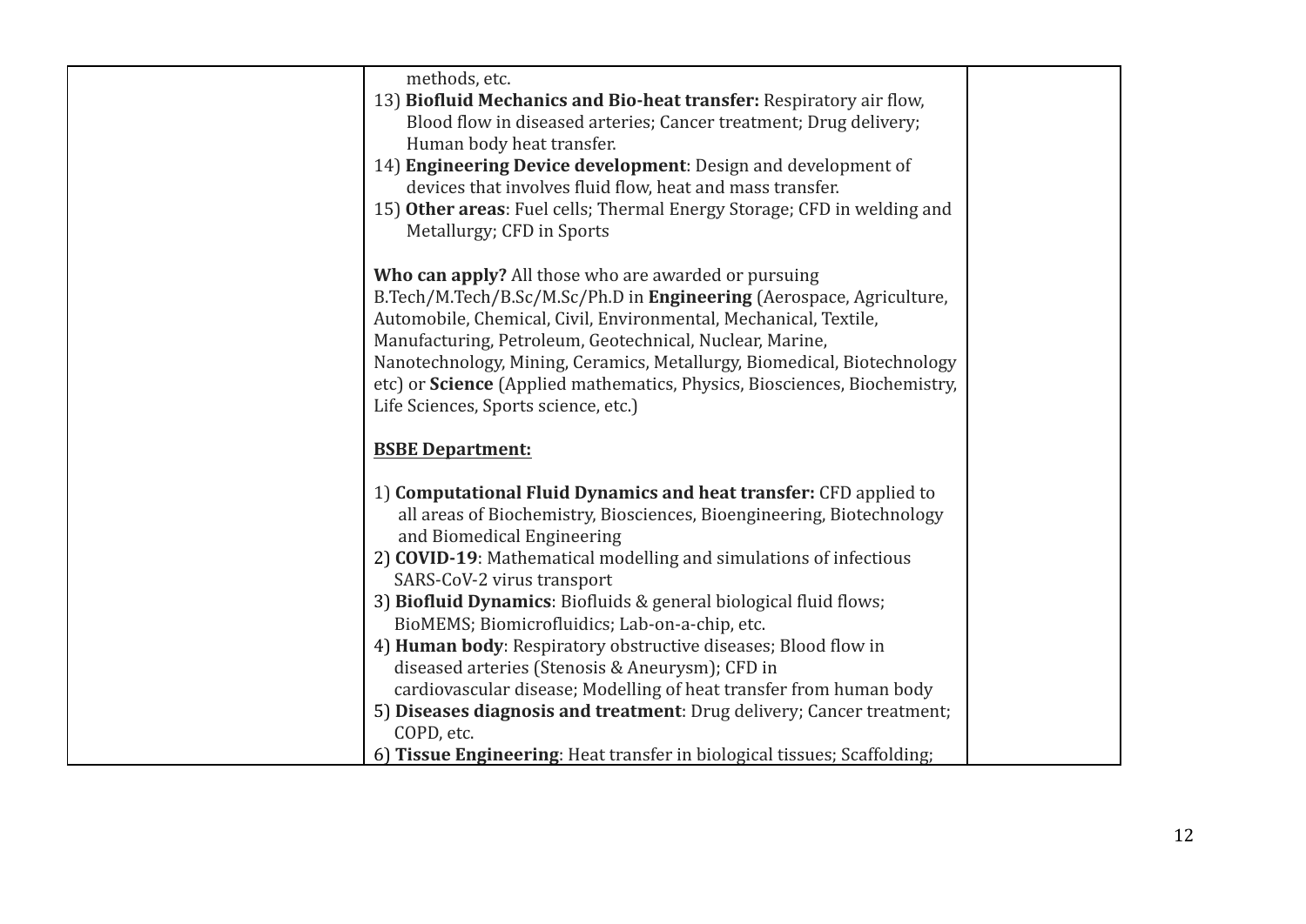| | | |
|---|---|---|
| | methods, etc.<br>13) **Biofluid Mechanics and Bio-heat transfer:** Respiratory air flow, Blood flow in diseased arteries; Cancer treatment; Drug delivery; Human body heat transfer.<br>14) **Engineering Device development**: Design and development of devices that involves fluid flow, heat and mass transfer.<br>15) **Other areas**: Fuel cells; Thermal Energy Storage; CFD in welding and Metallurgy; CFD in Sports<br><br>**Who can apply?** All those who are awarded or pursuing B.Tech/M.Tech/B.Sc/M.Sc/Ph.D in **Engineering** (Aerospace, Agriculture, Automobile, Chemical, Civil, Environmental, Mechanical, Textile, Manufacturing, Petroleum, Geotechnical, Nuclear, Marine, Nanotechnology, Mining, Ceramics, Metallurgy, Biomedical, Biotechnology etc) or **Science** (Applied mathematics, Physics, Biosciences, Biochemistry, Life Sciences, Sports science, etc.)<br><br>**<u>BSBE Department:</u>**<br><br>1) **Computational Fluid Dynamics and heat transfer:** CFD applied to all areas of Biochemistry, Biosciences, Bioengineering, Biotechnology and Biomedical Engineering<br>2) **COVID-19**: Mathematical modelling and simulations of infectious SARS-CoV-2 virus transport<br>3) **Biofluid Dynamics**: Biofluids & general biological fluid flows; BioMEMS; Biomicrofluidics; Lab-on-a-chip, etc.<br>4) **Human body**: Respiratory obstructive diseases; Blood flow in diseased arteries (Stenosis & Aneurysm); CFD in cardiovascular disease; Modelling of heat transfer from human body<br>5) **Diseases diagnosis and treatment**: Drug delivery; Cancer treatment; COPD, etc.<br>6) **Tissue Engineering**: Heat transfer in biological tissues; Scaffolding; | |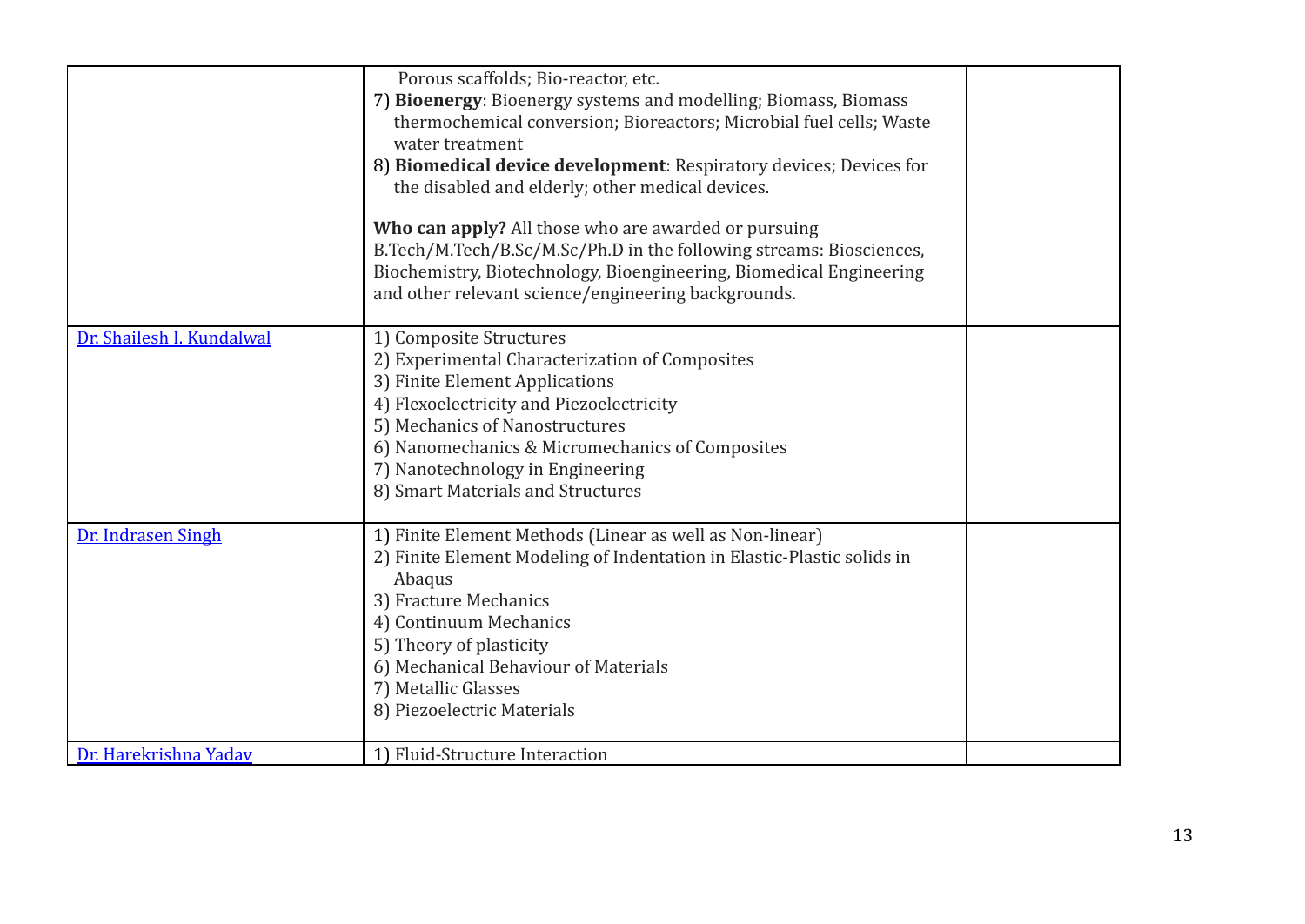| | | |
|---|---|---|
| | Porous scaffolds; Bio-reactor, etc.<br>7) **Bioenergy**: Bioenergy systems and modelling; Biomass, Biomass thermochemical conversion; Bioreactors; Microbial fuel cells; Waste water treatment<br>8) **Biomedical device development**: Respiratory devices; Devices for the disabled and elderly; other medical devices.<br><br>**Who can apply?** All those who are awarded or pursuing B.Tech/M.Tech/B.Sc/M.Sc/Ph.D in the following streams: Biosciences, Biochemistry, Biotechnology, Bioengineering, Biomedical Engineering and other relevant science/engineering backgrounds. | |
| Dr. Shailesh I. Kundalwal | 1) Composite Structures<br>2) Experimental Characterization of Composites<br>3) Finite Element Applications<br>4) Flexoelectricity and Piezoelectricity<br>5) Mechanics of Nanostructures<br>6) Nanomechanics & Micromechanics of Composites<br>7) Nanotechnology in Engineering<br>8) Smart Materials and Structures | |
| Dr. Indrasen Singh | 1) Finite Element Methods (Linear as well as Non-linear)<br>2) Finite Element Modeling of Indentation in Elastic-Plastic solids in Abaqus<br>3) Fracture Mechanics<br>4) Continuum Mechanics<br>5) Theory of plasticity<br>6) Mechanical Behaviour of Materials<br>7) Metallic Glasses<br>8) Piezoelectric Materials | |
| Dr. Harekrishna Yadav | 1) Fluid-Structure Interaction | |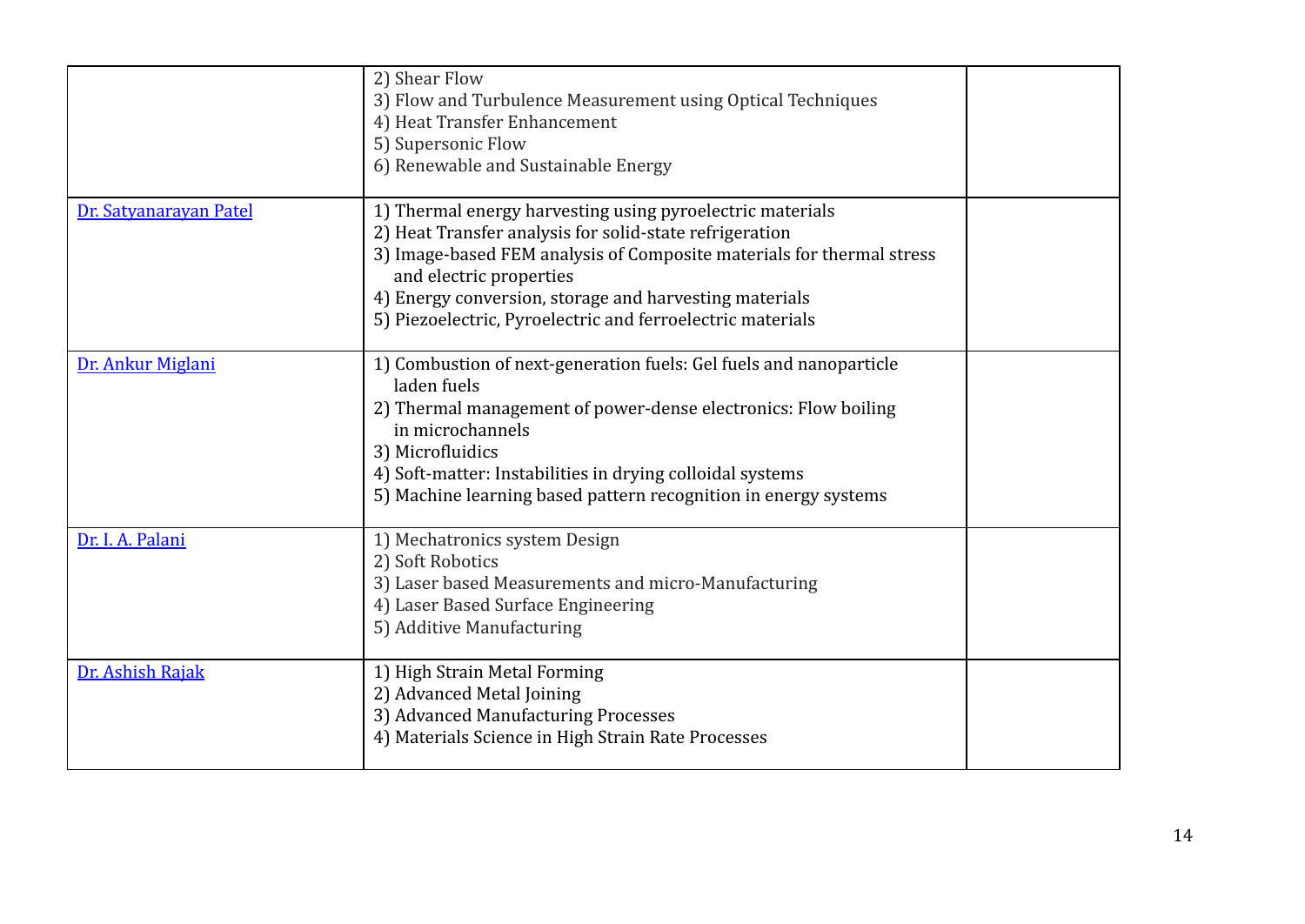| | | |
|---|---|---|
| | 2) Shear Flow<br>3) Flow and Turbulence Measurement using Optical Techniques<br>4) Heat Transfer Enhancement<br>5) Supersonic Flow<br>6) Renewable and Sustainable Energy | |
| Dr. Satyanarayan Patel | 1) Thermal energy harvesting using pyroelectric materials<br>2) Heat Transfer analysis for solid-state refrigeration<br>3) Image-based FEM analysis of Composite materials for thermal stress and electric properties<br>4) Energy conversion, storage and harvesting materials<br>5) Piezoelectric, Pyroelectric and ferroelectric materials | |
| Dr. Ankur Miglani | 1) Combustion of next-generation fuels: Gel fuels and nanoparticle laden fuels<br>2) Thermal management of power-dense electronics: Flow boiling in microchannels<br>3) Microfluidics<br>4) Soft-matter: Instabilities in drying colloidal systems<br>5) Machine learning based pattern recognition in energy systems | |
| Dr. I. A. Palani | 1) Mechatronics system Design<br>2) Soft Robotics<br>3) Laser based Measurements and micro-Manufacturing<br>4) Laser Based Surface Engineering<br>5) Additive Manufacturing | |
| Dr. Ashish Rajak | 1) High Strain Metal Forming<br>2) Advanced Metal Joining<br>3) Advanced Manufacturing Processes<br>4) Materials Science in High Strain Rate Processes | |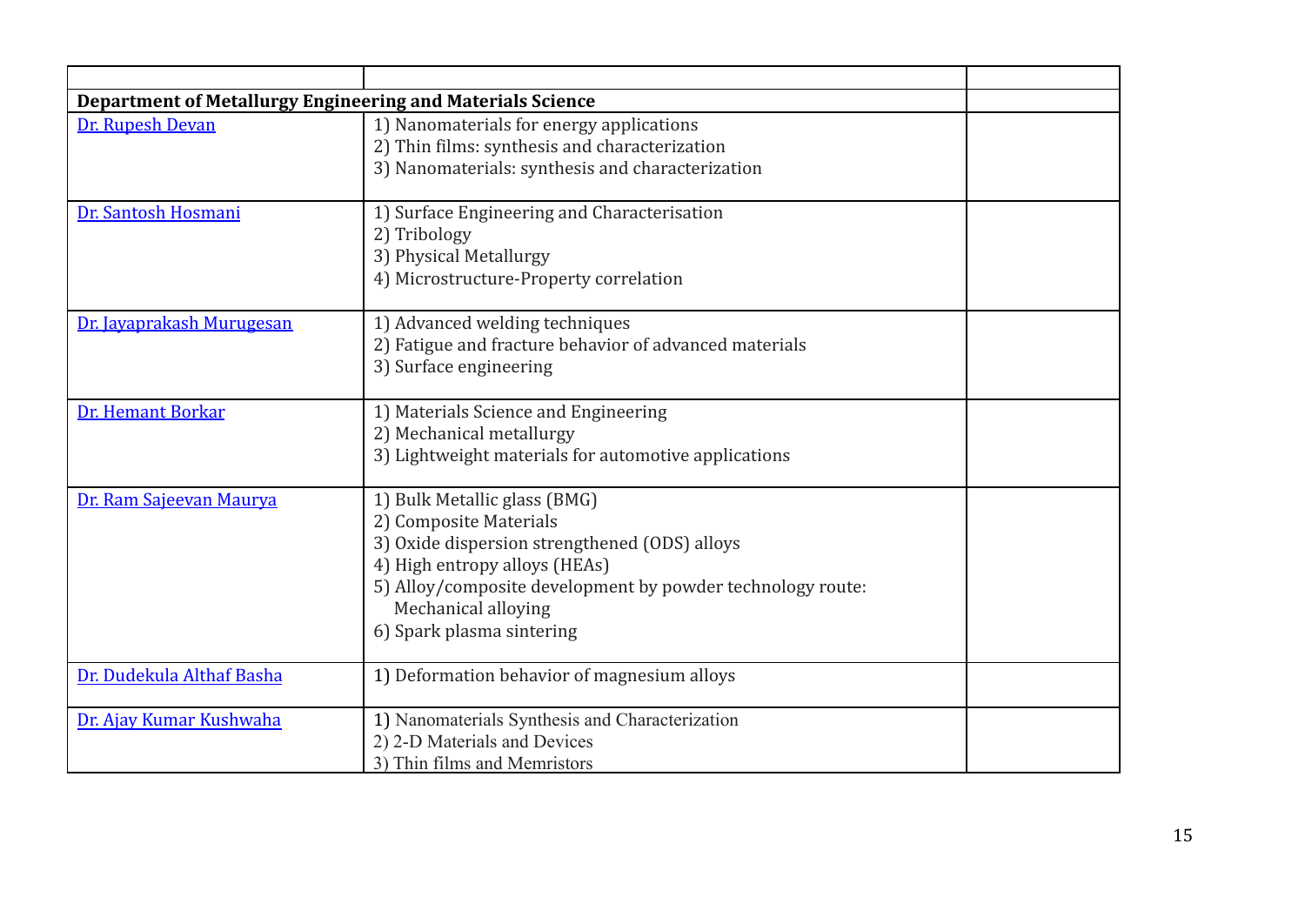| | | |
|---|---|---|
| **Department of Metallurgy Engineering and Materials Science** | | |
| Dr. Rupesh Devan | 1) Nanomaterials for energy applications<br>2) Thin films: synthesis and characterization<br>3) Nanomaterials: synthesis and characterization | |
| Dr. Santosh Hosmani | 1) Surface Engineering and Characterisation<br>2) Tribology<br>3) Physical Metallurgy<br>4) Microstructure-Property correlation | |
| Dr. Jayaprakash Murugesan | 1) Advanced welding techniques<br>2) Fatigue and fracture behavior of advanced materials<br>3) Surface engineering | |
| Dr. Hemant Borkar | 1) Materials Science and Engineering<br>2) Mechanical metallurgy<br>3) Lightweight materials for automotive applications | |
| Dr. Ram Sajeevan Maurya | 1) Bulk Metallic glass (BMG)<br>2) Composite Materials<br>3) Oxide dispersion strengthened (ODS) alloys<br>4) High entropy alloys (HEAs)<br>5) Alloy/composite development by powder technology route: Mechanical alloying<br>6) Spark plasma sintering | |
| Dr. Dudekula Althaf Basha | 1) Deformation behavior of magnesium alloys | |
| Dr. Ajay Kumar Kushwaha | 1) Nanomaterials Synthesis and Characterization<br>2) 2-D Materials and Devices<br>3) Thin films and Memristors | |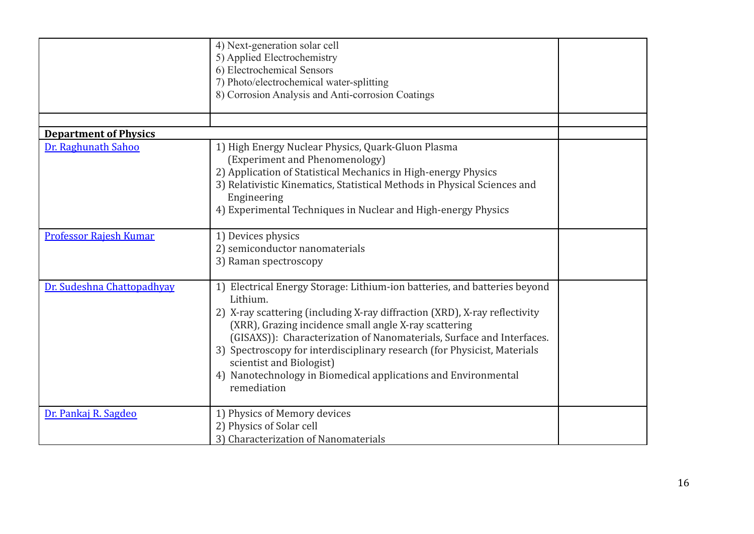| | | |
|---|---|---|
| | 4) Next-generation solar cell<br>5) Applied Electrochemistry<br>6) Electrochemical Sensors<br>7) Photo/electrochemical water-splitting<br>8) Corrosion Analysis and Anti-corrosion Coatings | |
| | | |
| **Department of Physics** | | |
| Dr. Raghunath Sahoo | 1) High Energy Nuclear Physics, Quark-Gluon Plasma (Experiment and Phenomenology)<br>2) Application of Statistical Mechanics in High-energy Physics<br>3) Relativistic Kinematics, Statistical Methods in Physical Sciences and Engineering<br>4) Experimental Techniques in Nuclear and High-energy Physics | |
| Professor Rajesh Kumar | 1) Devices physics<br>2) semiconductor nanomaterials<br>3) Raman spectroscopy | |
| Dr. Sudeshna Chattopadhyay | 1) Electrical Energy Storage: Lithium-ion batteries, and batteries beyond Lithium.<br>2) X-ray scattering (including X-ray diffraction (XRD), X-ray reflectivity (XRR), Grazing incidence small angle X-ray scattering (GISAXS)): Characterization of Nanomaterials, Surface and Interfaces.<br>3) Spectroscopy for interdisciplinary research (for Physicist, Materials scientist and Biologist)<br>4) Nanotechnology in Biomedical applications and Environmental remediation | |
| Dr. Pankaj R. Sagdeo | 1) Physics of Memory devices<br>2) Physics of Solar cell<br>3) Characterization of Nanomaterials | |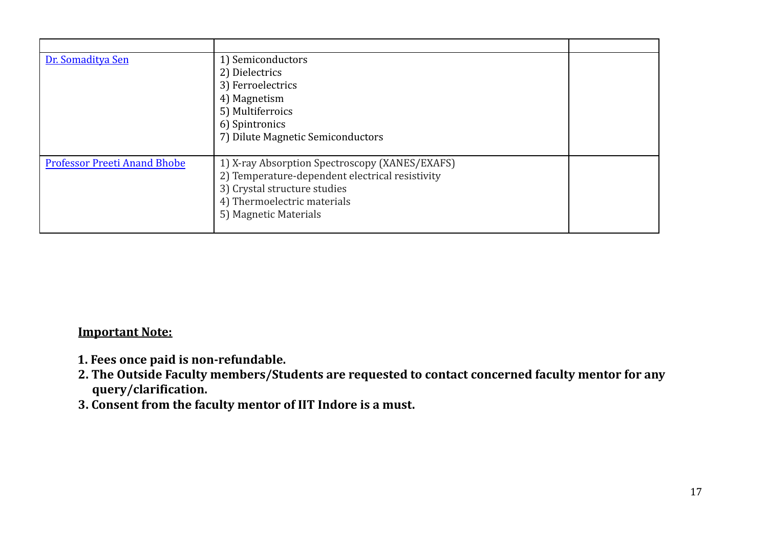| | | |
|---|---|---|
| Dr. Somaditya Sen | 1) Semiconductors<br>2) Dielectrics<br>3) Ferroelectrics<br>4) Magnetism<br>5) Multiferroics<br>6) Spintronics<br>7) Dilute Magnetic Semiconductors | |
| Professor Preeti Anand Bhobe | 1) X-ray Absorption Spectroscopy (XANES/EXAFS)<br>2) Temperature-dependent electrical resistivity<br>3) Crystal structure studies<br>4) Thermoelectric materials<br>5) Magnetic Materials | |

**Important Note:**

1. **Fees once paid is non-refundable.**
2. **The Outside Faculty members/Students are requested to contact concerned faculty mentor for any query/clarification.**
3. **Consent from the faculty mentor of IIT Indore is a must.**